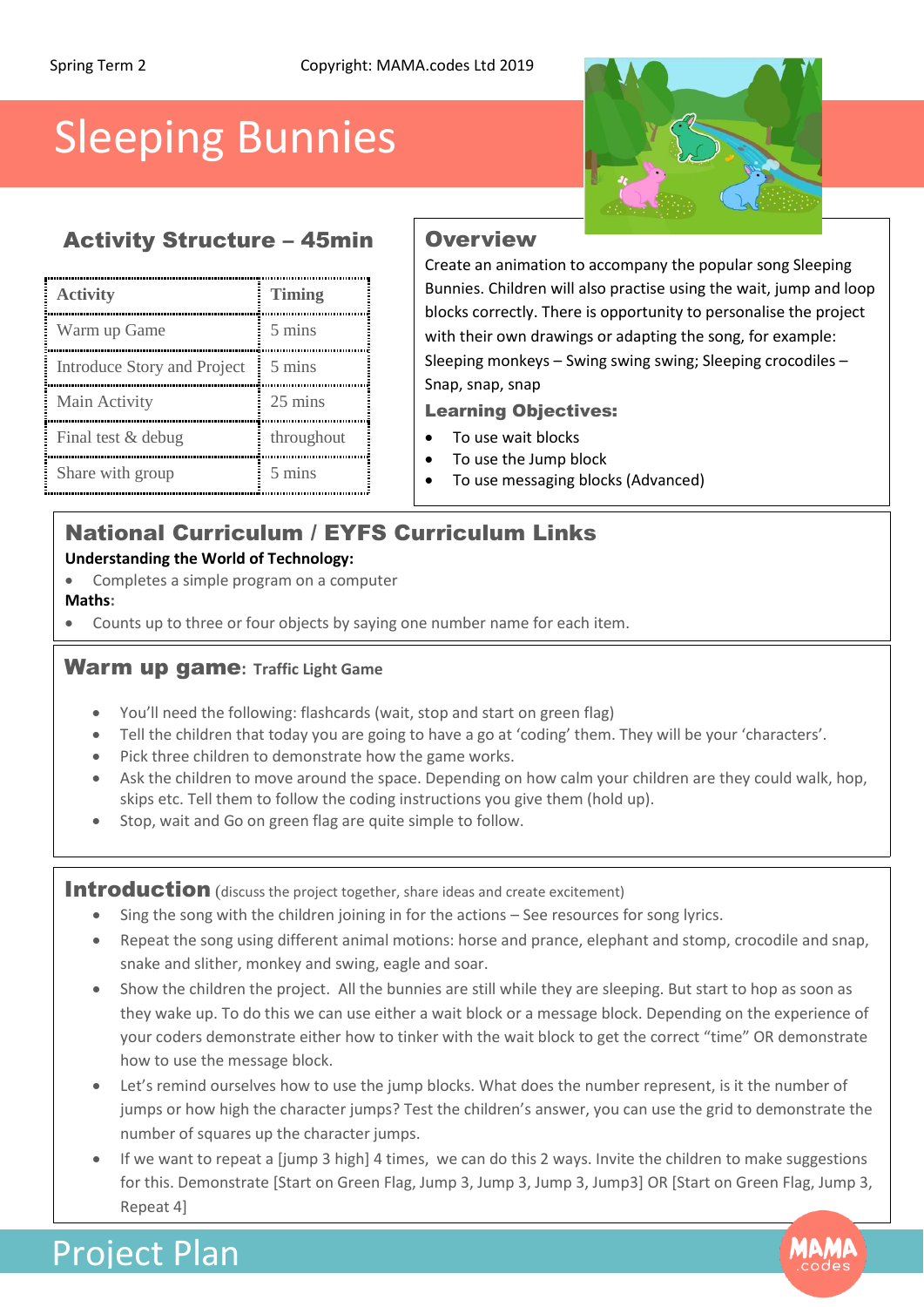Spring Term 2 Copyright: MAMA.codes Ltd 2019

# Sleeping Bunnies

## Activity Structure – 45min

| Activity | Timing |
|---|---|
| Warm up Game | 5 mins |
| Introduce Story and Project | 5 mins |
| Main Activity | 25 mins |
| Final test & debug | throughout |
| Share with group | 5 mins |

## Overview

Create an animation to accompany the popular song Sleeping Bunnies. Children will also practise using the wait, jump and loop blocks correctly. There is opportunity to personalise the project with their own drawings or adapting the song, for example: Sleeping monkeys – Swing swing swing; Sleeping crocodiles – Snap, snap, snap

### Learning Objectives:

- To use wait blocks
- To use the Jump block
- To use messaging blocks (Advanced)

## National Curriculum / EYFS Curriculum Links

**Understanding the World of Technology:**

- Completes a simple program on a computer

**Maths:**

- Counts up to three or four objects by saying one number name for each item.

## Warm up game: Traffic Light Game

- You'll need the following: flashcards (wait, stop and start on green flag)
- Tell the children that today you are going to have a go at 'coding' them. They will be your 'characters'.
- Pick three children to demonstrate how the game works.
- Ask the children to move around the space. Depending on how calm your children are they could walk, hop, skips etc. Tell them to follow the coding instructions you give them (hold up).
- Stop, wait and Go on green flag are quite simple to follow.

## Introduction (discuss the project together, share ideas and create excitement)

- Sing the song with the children joining in for the actions – See resources for song lyrics.
- Repeat the song using different animal motions: horse and prance, elephant and stomp, crocodile and snap, snake and slither, monkey and swing, eagle and soar.
- Show the children the project. All the bunnies are still while they are sleeping. But start to hop as soon as they wake up. To do this we can use either a wait block or a message block. Depending on the experience of your coders demonstrate either how to tinker with the wait block to get the correct "time" OR demonstrate how to use the message block.
- Let's remind ourselves how to use the jump blocks. What does the number represent, is it the number of jumps or how high the character jumps? Test the children's answer, you can use the grid to demonstrate the number of squares up the character jumps.
- If we want to repeat a [jump 3 high] 4 times, we can do this 2 ways. Invite the children to make suggestions for this. Demonstrate [Start on Green Flag, Jump 3, Jump 3, Jump 3, Jump3] OR [Start on Green Flag, Jump 3, Repeat 4]

Project Plan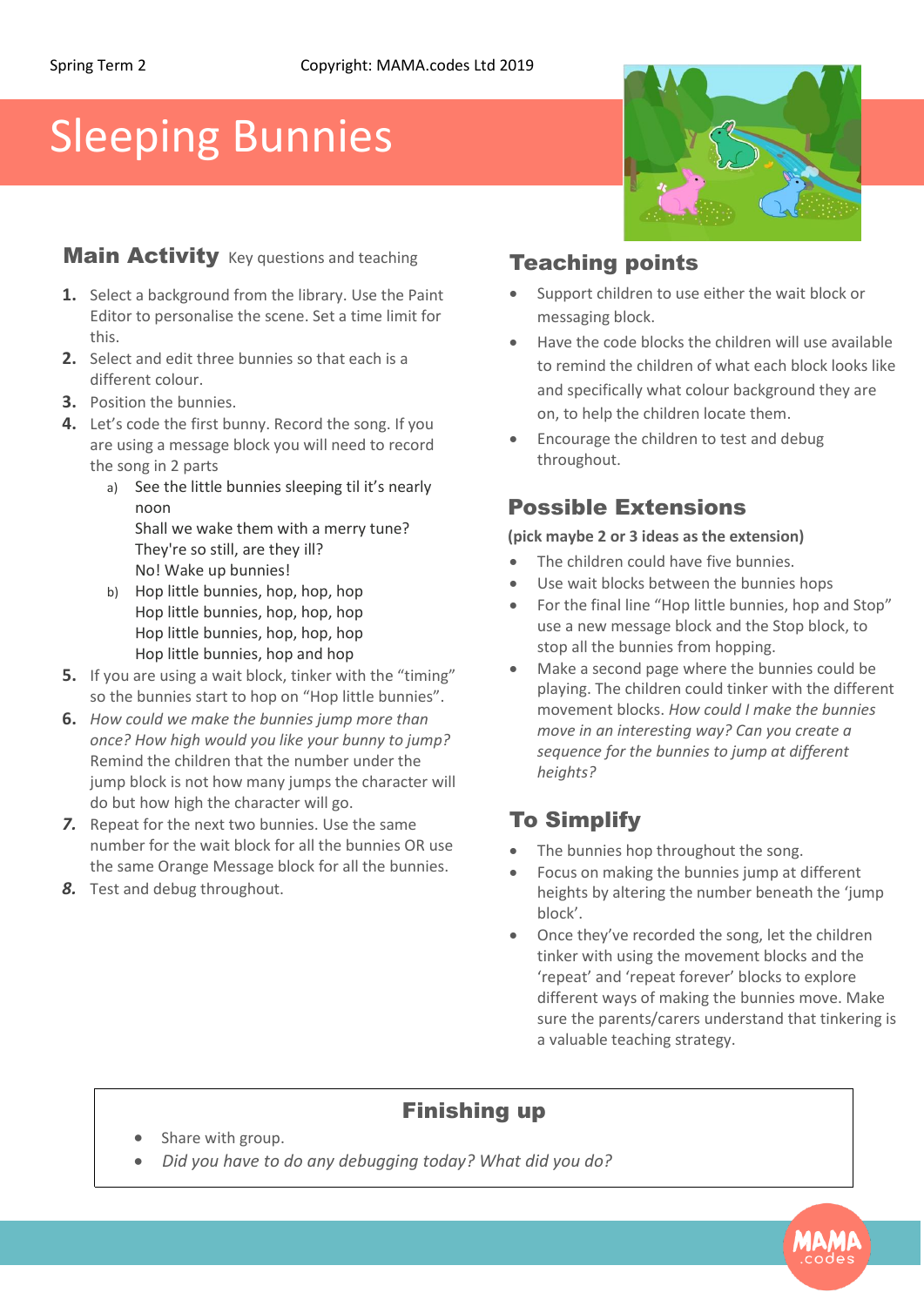Spring Term 2 Copyright: MAMA.codes Ltd 2019

# Sleeping Bunnies

## Main Activity Key questions and teaching

1. Select a background from the library. Use the Paint Editor to personalise the scene. Set a time limit for this.
2. Select and edit three bunnies so that each is a different colour.
3. Position the bunnies.
4. Let's code the first bunny. Record the song. If you are using a message block you will need to record the song in 2 parts
   a) See the little bunnies sleeping til it's nearly noon
   Shall we wake them with a merry tune?
   They're so still, are they ill?
   No! Wake up bunnies!
   b) Hop little bunnies, hop, hop, hop
   Hop little bunnies, hop, hop, hop
   Hop little bunnies, hop, hop, hop
   Hop little bunnies, hop and hop
5. If you are using a wait block, tinker with the "timing" so the bunnies start to hop on "Hop little bunnies".
6. *How could we make the bunnies jump more than once? How high would you like your bunny to jump?* Remind the children that the number under the jump block is not how many jumps the character will do but how high the character will go.
7. Repeat for the next two bunnies. Use the same number for the wait block for all the bunnies OR use the same Orange Message block for all the bunnies.
8. Test and debug throughout.

## Teaching points

- Support children to use either the wait block or messaging block.
- Have the code blocks the children will use available to remind the children of what each block looks like and specifically what colour background they are on, to help the children locate them.
- Encourage the children to test and debug throughout.

## Possible Extensions

**(pick maybe 2 or 3 ideas as the extension)**

- The children could have five bunnies.
- Use wait blocks between the bunnies hops
- For the final line "Hop little bunnies, hop and Stop" use a new message block and the Stop block, to stop all the bunnies from hopping.
- Make a second page where the bunnies could be playing. The children could tinker with the different movement blocks. *How could I make the bunnies move in an interesting way? Can you create a sequence for the bunnies to jump at different heights?*

## To Simplify

- The bunnies hop throughout the song.
- Focus on making the bunnies jump at different heights by altering the number beneath the 'jump block'.
- Once they've recorded the song, let the children tinker with using the movement blocks and the 'repeat' and 'repeat forever' blocks to explore different ways of making the bunnies move. Make sure the parents/carers understand that tinkering is a valuable teaching strategy.

## Finishing up

- Share with group.
- *Did you have to do any debugging today? What did you do?*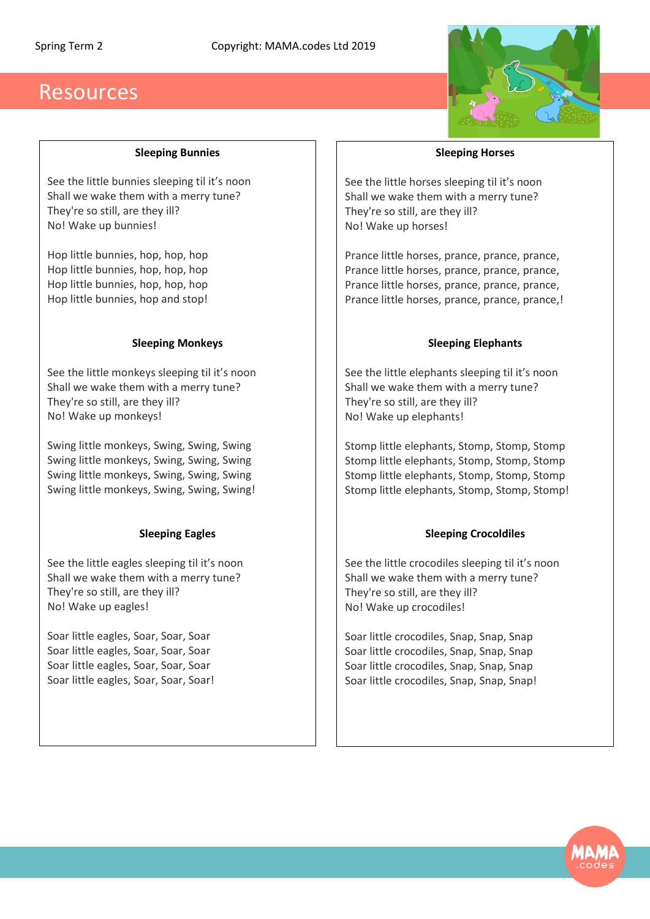# Resources

## Sleeping Bunnies

See the little bunnies sleeping til it's noon
Shall we wake them with a merry tune?
They're so still, are they ill?
No! Wake up bunnies!

Hop little bunnies, hop, hop, hop
Hop little bunnies, hop, hop, hop
Hop little bunnies, hop, hop, hop
Hop little bunnies, hop and stop!

## Sleeping Monkeys

See the little monkeys sleeping til it's noon
Shall we wake them with a merry tune?
They're so still, are they ill?
No! Wake up monkeys!

Swing little monkeys, Swing, Swing, Swing
Swing little monkeys, Swing, Swing, Swing
Swing little monkeys, Swing, Swing, Swing
Swing little monkeys, Swing, Swing, Swing!

## Sleeping Eagles

See the little eagles sleeping til it's noon
Shall we wake them with a merry tune?
They're so still, are they ill?
No! Wake up eagles!

Soar little eagles, Soar, Soar, Soar
Soar little eagles, Soar, Soar, Soar
Soar little eagles, Soar, Soar, Soar
Soar little eagles, Soar, Soar, Soar!

## Sleeping Horses

See the little horses sleeping til it's noon
Shall we wake them with a merry tune?
They're so still, are they ill?
No! Wake up horses!

Prance little horses, prance, prance, prance,
Prance little horses, prance, prance, prance,
Prance little horses, prance, prance, prance,
Prance little horses, prance, prance, prance,!

## Sleeping Elephants

See the little elephants sleeping til it's noon
Shall we wake them with a merry tune?
They're so still, are they ill?
No! Wake up elephants!

Stomp little elephants, Stomp, Stomp, Stomp
Stomp little elephants, Stomp, Stomp, Stomp
Stomp little elephants, Stomp, Stomp, Stomp
Stomp little elephants, Stomp, Stomp, Stomp!

## Sleeping Crocoldiles

See the little crocodiles sleeping til it's noon
Shall we wake them with a merry tune?
They're so still, are they ill?
No! Wake up crocodiles!

Soar little crocodiles, Snap, Snap, Snap
Soar little crocodiles, Snap, Snap, Snap
Soar little crocodiles, Snap, Snap, Snap
Soar little crocodiles, Snap, Snap, Snap!